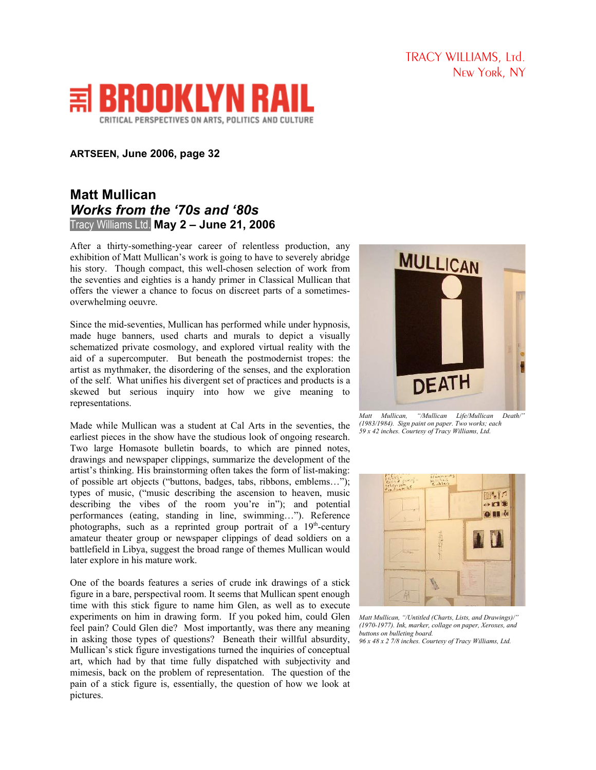TRACY WILLIAMS, Ltd.
New York, NY

THE BROOKLYN RAIL
CRITICAL PERSPECTIVES ON ARTS, POLITICS AND CULTURE

**ARTSEEN, June 2006, page 32**

## Matt Mullican
## *Works from the '70s and '80s*
Tracy Williams Ltd. **May 2 – June 21, 2006**

After a thirty-something-year career of relentless production, any exhibition of Matt Mullican's work is going to have to severely abridge his story. Though compact, this well-chosen selection of work from the seventies and eighties is a handy primer in Classical Mullican that offers the viewer a chance to focus on discreet parts of a sometimes-overwhelming oeuvre.

Since the mid-seventies, Mullican has performed while under hypnosis, made huge banners, used charts and murals to depict a visually schematized private cosmology, and explored virtual reality with the aid of a supercomputer. But beneath the postmodernist tropes: the artist as mythmaker, the disordering of the senses, and the exploration of the self. What unifies his divergent set of practices and products is a skewed but serious inquiry into how we give meaning to representations.

Made while Mullican was a student at Cal Arts in the seventies, the earliest pieces in the show have the studious look of ongoing research. Two large Homasote bulletin boards, to which are pinned notes, drawings and newspaper clippings, summarize the development of the artist's thinking. His brainstorming often takes the form of list-making: of possible art objects ("buttons, badges, tabs, ribbons, emblems…"); types of music, ("music describing the ascension to heaven, music describing the vibes of the room you're in"); and potential performances (eating, standing in line, swimming…"). Reference photographs, such as a reprinted group portrait of a 19th-century amateur theater group or newspaper clippings of dead soldiers on a battlefield in Libya, suggest the broad range of themes Mullican would later explore in his mature work.

One of the boards features a series of crude ink drawings of a stick figure in a bare, perspectival room. It seems that Mullican spent enough time with this stick figure to name him Glen, as well as to execute experiments on him in drawing form. If you poked him, could Glen feel pain? Could Glen die? Most importantly, was there any meaning in asking those types of questions? Beneath their willful absurdity, Mullican's stick figure investigations turned the inquiries of conceptual art, which had by that time fully dispatched with subjectivity and mimesis, back on the problem of representation. The question of the pain of a stick figure is, essentially, the question of how we look at pictures.

*Matt Mullican, "/Mullican Life/Mullican Death/" (1983/1984). Sign paint on paper. Two works; each 59 x 42 inches. Courtesy of Tracy Williams, Ltd.*

*Matt Mullican, "/Untitled (Charts, Lists, and Drawings)/" (1970-1977). Ink, marker, collage on paper, Xeroxes, and buttons on bulleting board. 96 x 48 x 2 7/8 inches. Courtesy of Tracy Williams, Ltd.*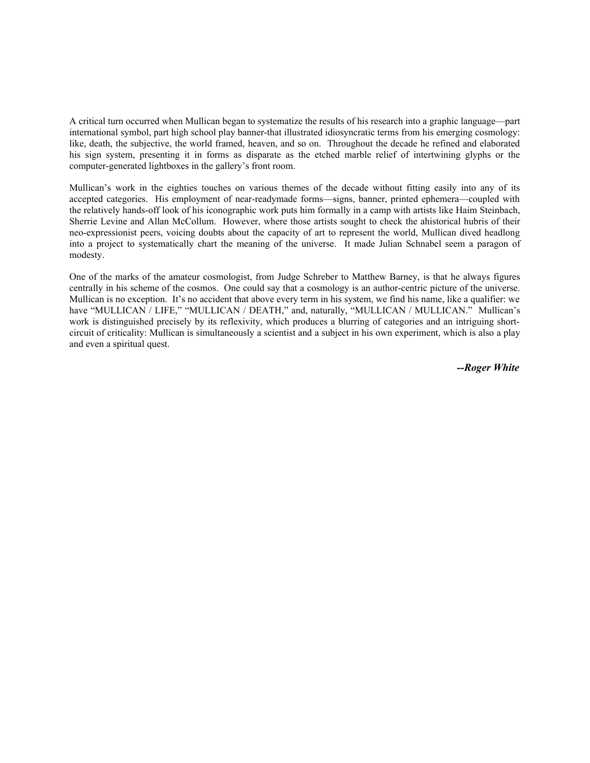A critical turn occurred when Mullican began to systematize the results of his research into a graphic language—part international symbol, part high school play banner-that illustrated idiosyncratic terms from his emerging cosmology: like, death, the subjective, the world framed, heaven, and so on. Throughout the decade he refined and elaborated his sign system, presenting it in forms as disparate as the etched marble relief of intertwining glyphs or the computer-generated lightboxes in the gallery's front room.

Mullican's work in the eighties touches on various themes of the decade without fitting easily into any of its accepted categories. His employment of near-readymade forms—signs, banner, printed ephemera—coupled with the relatively hands-off look of his iconographic work puts him formally in a camp with artists like Haim Steinbach, Sherrie Levine and Allan McCollum. However, where those artists sought to check the ahistorical hubris of their neo-expressionist peers, voicing doubts about the capacity of art to represent the world, Mullican dived headlong into a project to systematically chart the meaning of the universe. It made Julian Schnabel seem a paragon of modesty.

One of the marks of the amateur cosmologist, from Judge Schreber to Matthew Barney, is that he always figures centrally in his scheme of the cosmos. One could say that a cosmology is an author-centric picture of the universe. Mullican is no exception. It's no accident that above every term in his system, we find his name, like a qualifier: we have "MULLICAN / LIFE," "MULLICAN / DEATH," and, naturally, "MULLICAN / MULLICAN." Mullican's work is distinguished precisely by its reflexivity, which produces a blurring of categories and an intriguing short-circuit of criticality: Mullican is simultaneously a scientist and a subject in his own experiment, which is also a play and even a spiritual quest.

***--Roger White***